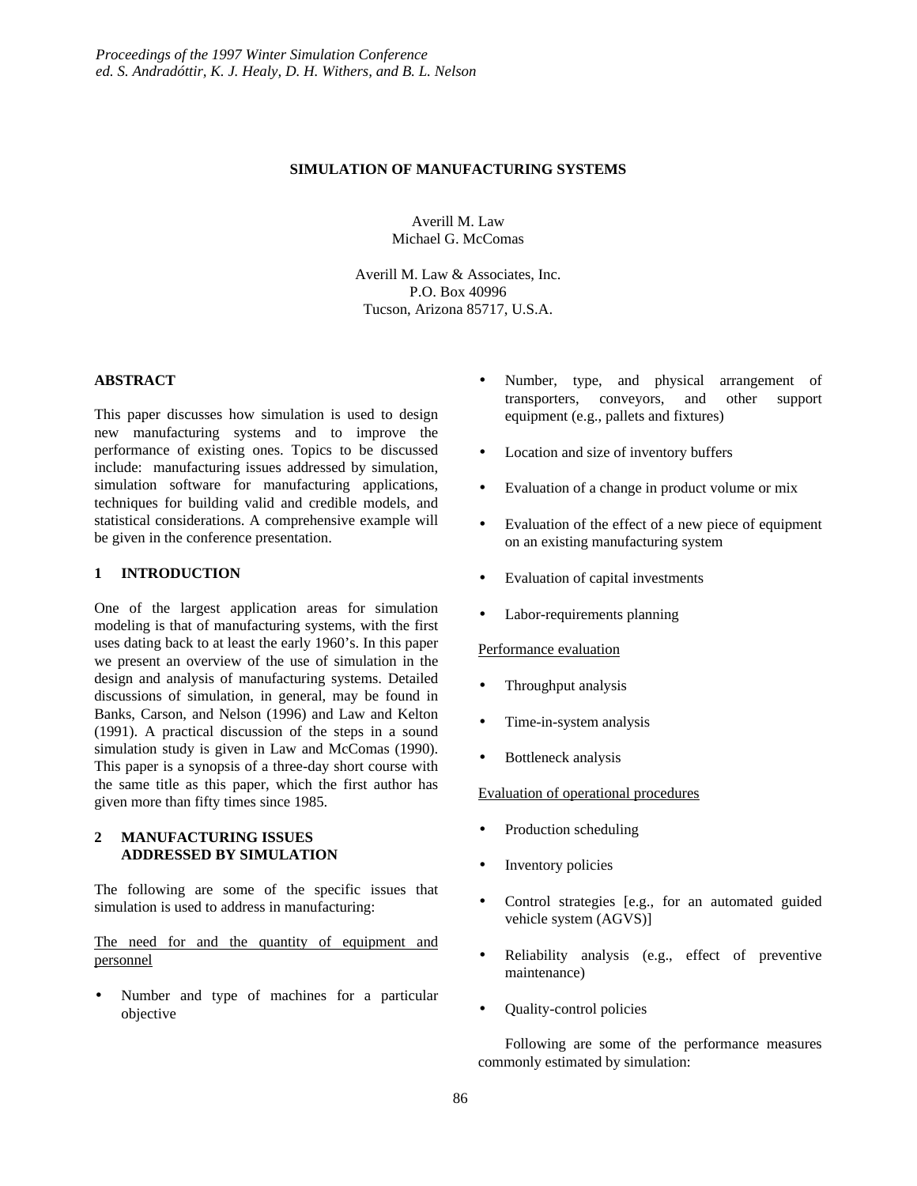# SIMULATION OF MANUFACTURING SYSTEMS

Averill M. Law
Michael G. McComas

Averill M. Law & Associates, Inc.
P.O. Box 40996
Tucson, Arizona 85717, U.S.A.

## ABSTRACT

This paper discusses how simulation is used to design new manufacturing systems and to improve the performance of existing ones. Topics to be discussed include: manufacturing issues addressed by simulation, simulation software for manufacturing applications, techniques for building valid and credible models, and statistical considerations. A comprehensive example will be given in the conference presentation.

## 1 INTRODUCTION

One of the largest application areas for simulation modeling is that of manufacturing systems, with the first uses dating back to at least the early 1960's. In this paper we present an overview of the use of simulation in the design and analysis of manufacturing systems. Detailed discussions of simulation, in general, may be found in Banks, Carson, and Nelson (1996) and Law and Kelton (1991). A practical discussion of the steps in a sound simulation study is given in Law and McComas (1990). This paper is a synopsis of a three-day short course with the same title as this paper, which the first author has given more than fifty times since 1985.

## 2 MANUFACTURING ISSUES ADDRESSED BY SIMULATION

The following are some of the specific issues that simulation is used to address in manufacturing:

<u>The need for and the quantity of equipment and personnel</u>

- Number and type of machines for a particular objective
- Number, type, and physical arrangement of transporters, conveyors, and other support equipment (e.g., pallets and fixtures)
- Location and size of inventory buffers
- Evaluation of a change in product volume or mix
- Evaluation of the effect of a new piece of equipment on an existing manufacturing system
- Evaluation of capital investments
- Labor-requirements planning

<u>Performance evaluation</u>

- Throughput analysis
- Time-in-system analysis
- Bottleneck analysis

<u>Evaluation of operational procedures</u>

- Production scheduling
- Inventory policies
- Control strategies [e.g., for an automated guided vehicle system (AGVS)]
- Reliability analysis (e.g., effect of preventive maintenance)
- Quality-control policies

Following are some of the performance measures commonly estimated by simulation: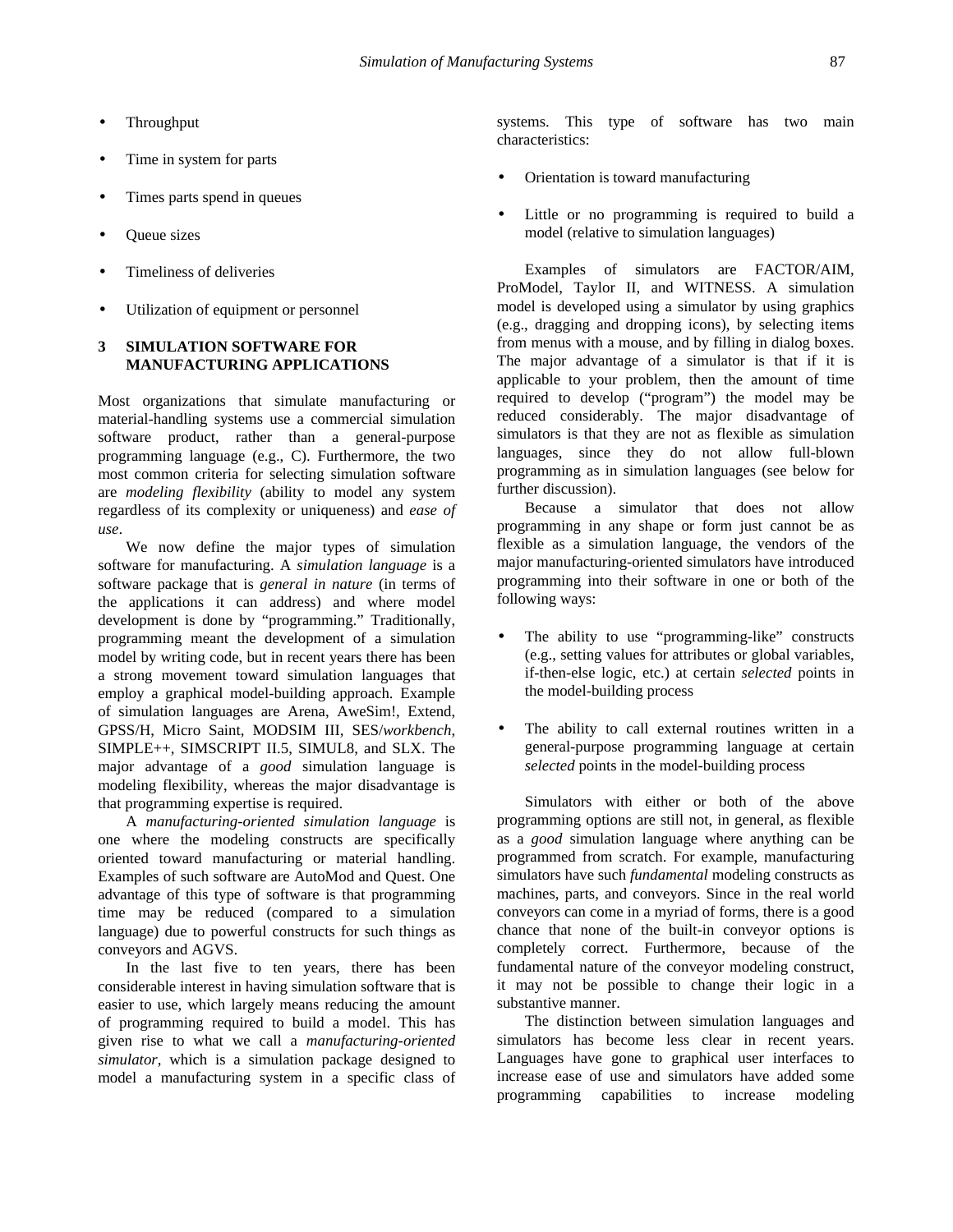- Throughput
- Time in system for parts
- Times parts spend in queues
- Queue sizes
- Timeliness of deliveries
- Utilization of equipment or personnel

## 3 SIMULATION SOFTWARE FOR MANUFACTURING APPLICATIONS

Most organizations that simulate manufacturing or material-handling systems use a commercial simulation software product, rather than a general-purpose programming language (e.g., C). Furthermore, the two most common criteria for selecting simulation software are *modeling flexibility* (ability to model any system regardless of its complexity or uniqueness) and *ease of use*.

We now define the major types of simulation software for manufacturing. A *simulation language* is a software package that is *general in nature* (in terms of the applications it can address) and where model development is done by "programming." Traditionally, programming meant the development of a simulation model by writing code, but in recent years there has been a strong movement toward simulation languages that employ a graphical model-building approach. Example of simulation languages are Arena, AweSim!, Extend, GPSS/H, Micro Saint, MODSIM III, SES/*workbench*, SIMPLE++, SIMSCRIPT II.5, SIMUL8, and SLX. The major advantage of a *good* simulation language is modeling flexibility, whereas the major disadvantage is that programming expertise is required.

A *manufacturing-oriented simulation language* is one where the modeling constructs are specifically oriented toward manufacturing or material handling. Examples of such software are AutoMod and Quest. One advantage of this type of software is that programming time may be reduced (compared to a simulation language) due to powerful constructs for such things as conveyors and AGVS.

In the last five to ten years, there has been considerable interest in having simulation software that is easier to use, which largely means reducing the amount of programming required to build a model. This has given rise to what we call a *manufacturing-oriented simulator*, which is a simulation package designed to model a manufacturing system in a specific class of systems. This type of software has two main characteristics:

- Orientation is toward manufacturing
- Little or no programming is required to build a model (relative to simulation languages)

Examples of simulators are FACTOR/AIM, ProModel, Taylor II, and WITNESS. A simulation model is developed using a simulator by using graphics (e.g., dragging and dropping icons), by selecting items from menus with a mouse, and by filling in dialog boxes. The major advantage of a simulator is that if it is applicable to your problem, then the amount of time required to develop ("program") the model may be reduced considerably. The major disadvantage of simulators is that they are not as flexible as simulation languages, since they do not allow full-blown programming as in simulation languages (see below for further discussion).

Because a simulator that does not allow programming in any shape or form just cannot be as flexible as a simulation language, the vendors of the major manufacturing-oriented simulators have introduced programming into their software in one or both of the following ways:

- The ability to use "programming-like" constructs (e.g., setting values for attributes or global variables, if-then-else logic, etc.) at certain *selected* points in the model-building process
- The ability to call external routines written in a general-purpose programming language at certain *selected* points in the model-building process

Simulators with either or both of the above programming options are still not, in general, as flexible as a *good* simulation language where anything can be programmed from scratch. For example, manufacturing simulators have such *fundamental* modeling constructs as machines, parts, and conveyors. Since in the real world conveyors can come in a myriad of forms, there is a good chance that none of the built-in conveyor options is completely correct. Furthermore, because of the fundamental nature of the conveyor modeling construct, it may not be possible to change their logic in a substantive manner.

The distinction between simulation languages and simulators has become less clear in recent years. Languages have gone to graphical user interfaces to increase ease of use and simulators have added some programming capabilities to increase modeling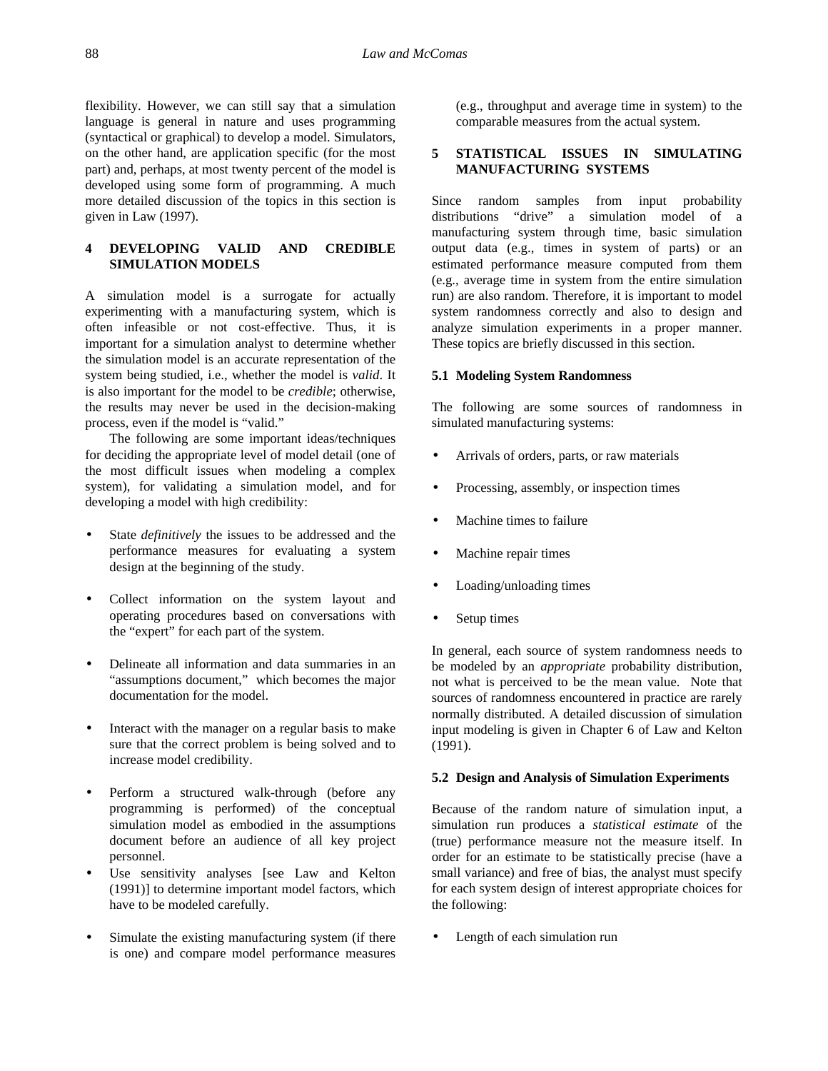flexibility. However, we can still say that a simulation language is general in nature and uses programming (syntactical or graphical) to develop a model. Simulators, on the other hand, are application specific (for the most part) and, perhaps, at most twenty percent of the model is developed using some form of programming. A much more detailed discussion of the topics in this section is given in Law (1997).

## 4 DEVELOPING VALID AND CREDIBLE SIMULATION MODELS

A simulation model is a surrogate for actually experimenting with a manufacturing system, which is often infeasible or not cost-effective. Thus, it is important for a simulation analyst to determine whether the simulation model is an accurate representation of the system being studied, i.e., whether the model is *valid*. It is also important for the model to be *credible*; otherwise, the results may never be used in the decision-making process, even if the model is "valid."

The following are some important ideas/techniques for deciding the appropriate level of model detail (one of the most difficult issues when modeling a complex system), for validating a simulation model, and for developing a model with high credibility:

- State *definitively* the issues to be addressed and the performance measures for evaluating a system design at the beginning of the study.
- Collect information on the system layout and operating procedures based on conversations with the "expert" for each part of the system.
- Delineate all information and data summaries in an "assumptions document," which becomes the major documentation for the model.
- Interact with the manager on a regular basis to make sure that the correct problem is being solved and to increase model credibility.
- Perform a structured walk-through (before any programming is performed) of the conceptual simulation model as embodied in the assumptions document before an audience of all key project personnel.
- Use sensitivity analyses [see Law and Kelton (1991)] to determine important model factors, which have to be modeled carefully.
- Simulate the existing manufacturing system (if there is one) and compare model performance measures (e.g., throughput and average time in system) to the comparable measures from the actual system.

## 5 STATISTICAL ISSUES IN SIMULATING MANUFACTURING SYSTEMS

Since random samples from input probability distributions "drive" a simulation model of a manufacturing system through time, basic simulation output data (e.g., times in system of parts) or an estimated performance measure computed from them (e.g., average time in system from the entire simulation run) are also random. Therefore, it is important to model system randomness correctly and also to design and analyze simulation experiments in a proper manner. These topics are briefly discussed in this section.

### 5.1 Modeling System Randomness

The following are some sources of randomness in simulated manufacturing systems:

- Arrivals of orders, parts, or raw materials
- Processing, assembly, or inspection times
- Machine times to failure
- Machine repair times
- Loading/unloading times
- Setup times

In general, each source of system randomness needs to be modeled by an *appropriate* probability distribution, not what is perceived to be the mean value. Note that sources of randomness encountered in practice are rarely normally distributed. A detailed discussion of simulation input modeling is given in Chapter 6 of Law and Kelton (1991).

### 5.2 Design and Analysis of Simulation Experiments

Because of the random nature of simulation input, a simulation run produces a *statistical estimate* of the (true) performance measure not the measure itself. In order for an estimate to be statistically precise (have a small variance) and free of bias, the analyst must specify for each system design of interest appropriate choices for the following:

- Length of each simulation run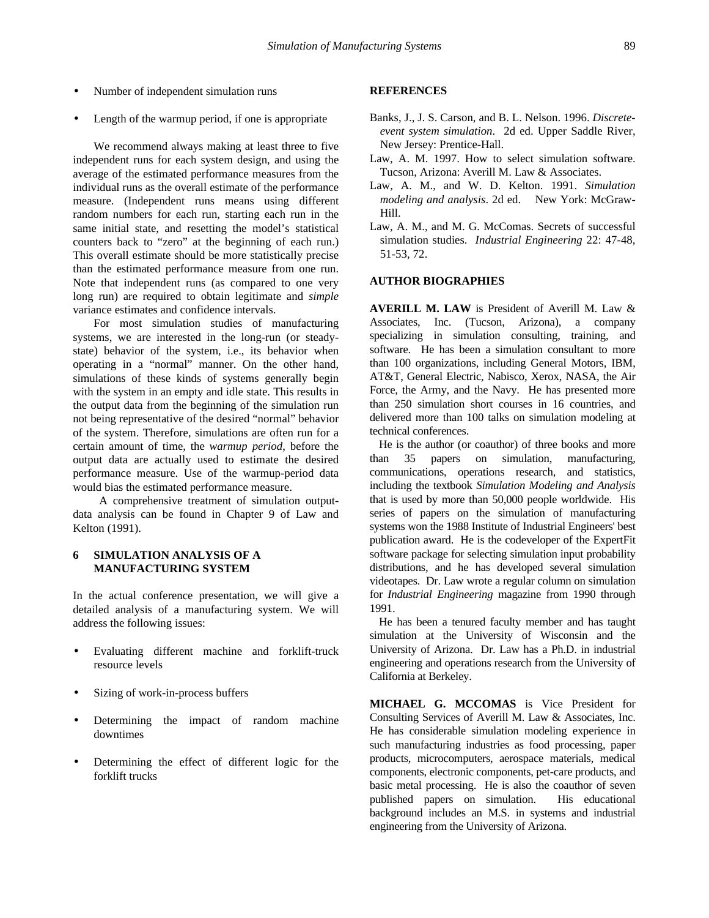- Number of independent simulation runs
- Length of the warmup period, if one is appropriate

We recommend always making at least three to five independent runs for each system design, and using the average of the estimated performance measures from the individual runs as the overall estimate of the performance measure. (Independent runs means using different random numbers for each run, starting each run in the same initial state, and resetting the model's statistical counters back to "zero" at the beginning of each run.) This overall estimate should be more statistically precise than the estimated performance measure from one run. Note that independent runs (as compared to one very long run) are required to obtain legitimate and *simple* variance estimates and confidence intervals.

For most simulation studies of manufacturing systems, we are interested in the long-run (or steady-state) behavior of the system, i.e., its behavior when operating in a "normal" manner. On the other hand, simulations of these kinds of systems generally begin with the system in an empty and idle state. This results in the output data from the beginning of the simulation run not being representative of the desired "normal" behavior of the system. Therefore, simulations are often run for a certain amount of time, the *warmup period*, before the output data are actually used to estimate the desired performance measure. Use of the warmup-period data would bias the estimated performance measure.

A comprehensive treatment of simulation output-data analysis can be found in Chapter 9 of Law and Kelton (1991).

## 6 SIMULATION ANALYSIS OF A MANUFACTURING SYSTEM

In the actual conference presentation, we will give a detailed analysis of a manufacturing system. We will address the following issues:

- Evaluating different machine and forklift-truck resource levels
- Sizing of work-in-process buffers
- Determining the impact of random machine downtimes
- Determining the effect of different logic for the forklift trucks

## REFERENCES

Banks, J., J. S. Carson, and B. L. Nelson. 1996. *Discrete-event system simulation*. 2d ed. Upper Saddle River, New Jersey: Prentice-Hall.

Law, A. M. 1997. How to select simulation software. Tucson, Arizona: Averill M. Law & Associates.

Law, A. M., and W. D. Kelton. 1991. *Simulation modeling and analysis*. 2d ed. New York: McGraw-Hill.

Law, A. M., and M. G. McComas. Secrets of successful simulation studies. *Industrial Engineering* 22: 47-48, 51-53, 72.

## AUTHOR BIOGRAPHIES

**AVERILL M. LAW** is President of Averill M. Law & Associates, Inc. (Tucson, Arizona), a company specializing in simulation consulting, training, and software. He has been a simulation consultant to more than 100 organizations, including General Motors, IBM, AT&T, General Electric, Nabisco, Xerox, NASA, the Air Force, the Army, and the Navy. He has presented more than 250 simulation short courses in 16 countries, and delivered more than 100 talks on simulation modeling at technical conferences.

He is the author (or coauthor) of three books and more than 35 papers on simulation, manufacturing, communications, operations research, and statistics, including the textbook *Simulation Modeling and Analysis* that is used by more than 50,000 people worldwide. His series of papers on the simulation of manufacturing systems won the 1988 Institute of Industrial Engineers' best publication award. He is the codeveloper of the ExpertFit software package for selecting simulation input probability distributions, and he has developed several simulation videotapes. Dr. Law wrote a regular column on simulation for *Industrial Engineering* magazine from 1990 through 1991.

He has been a tenured faculty member and has taught simulation at the University of Wisconsin and the University of Arizona. Dr. Law has a Ph.D. in industrial engineering and operations research from the University of California at Berkeley.

**MICHAEL G. MCCOMAS** is Vice President for Consulting Services of Averill M. Law & Associates, Inc. He has considerable simulation modeling experience in such manufacturing industries as food processing, paper products, microcomputers, aerospace materials, medical components, electronic components, pet-care products, and basic metal processing. He is also the coauthor of seven published papers on simulation. His educational background includes an M.S. in systems and industrial engineering from the University of Arizona.